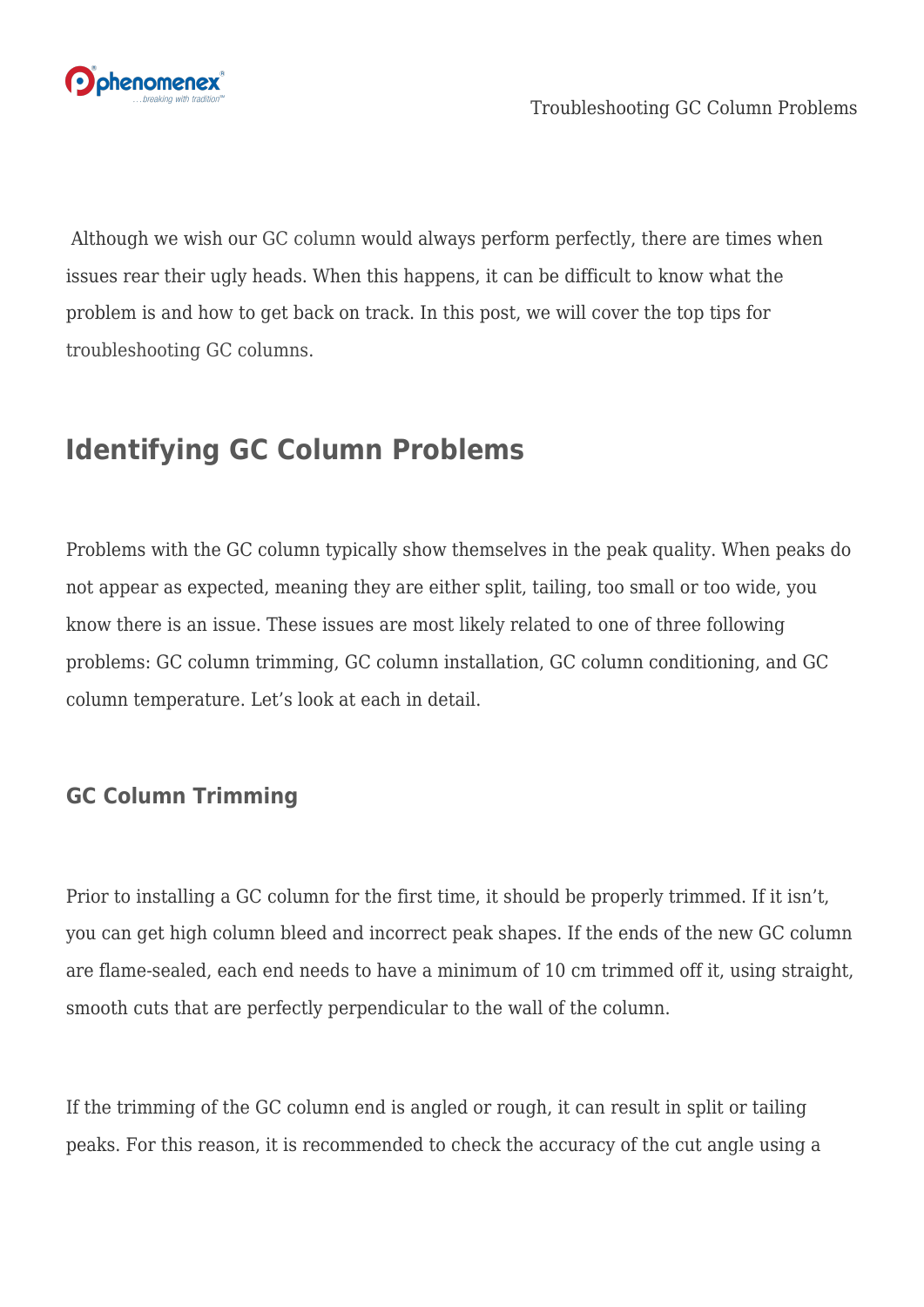Although we wish our GC column would always perform perfectly, there are times when issues rear their ugly heads. When this happens, it can be difficult to know what the problem is and how to get back on track. In this post, we will cover the top tips for troubleshooting GC columns.

## Identifying GC Column Problems

Problems with the GC column typically show themselves in the peak quality. When peaks do not appear as expected, meaning they are either split, tailing, too small or too wide, you know there is an issue. These issues are most likely related to one of three following problems: GC column trimming, GC column installation, GC column conditioning, and GC column temperature. Let's look at each in detail.

### GC Column Trimming

Prior to installing a GC column for the first time, it should be properly trimmed. If it isn't, you can get high column bleed and incorrect peak shapes. If the ends of the new GC column are flame-sealed, each end needs to have a minimum of 10 cm trimmed off it, using straight, smooth cuts that are perfectly perpendicular to the wall of the column.

If the trimming of the GC column end is angled or rough, it can result in split or tailing peaks. For this reason, it is recommended to check the accuracy of the cut angle using a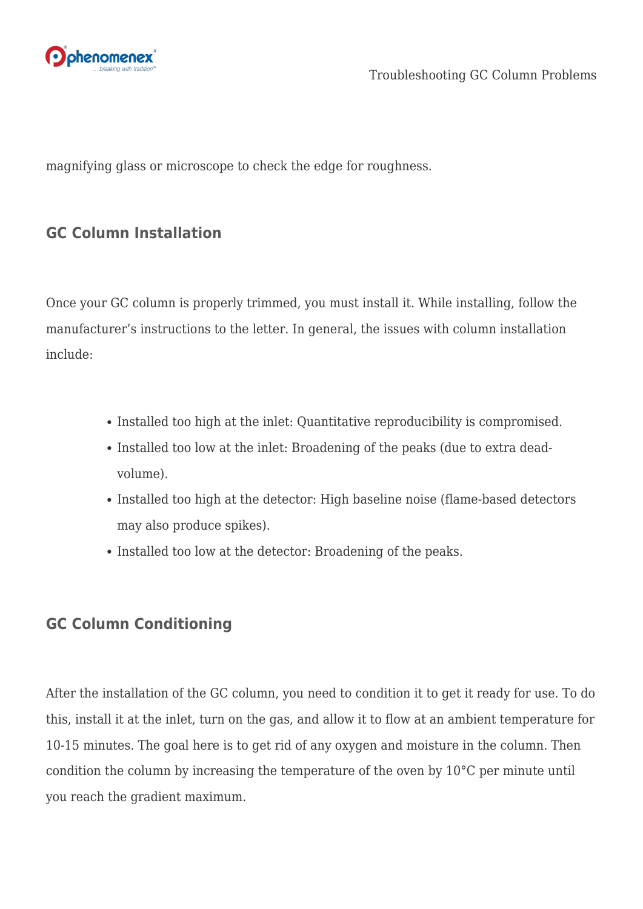magnifying glass or microscope to check the edge for roughness.

## GC Column Installation

Once your GC column is properly trimmed, you must install it. While installing, follow the manufacturer's instructions to the letter. In general, the issues with column installation include:

- Installed too high at the inlet: Quantitative reproducibility is compromised.
- Installed too low at the inlet: Broadening of the peaks (due to extra dead-volume).
- Installed too high at the detector: High baseline noise (flame-based detectors may also produce spikes).
- Installed too low at the detector: Broadening of the peaks.

## GC Column Conditioning

After the installation of the GC column, you need to condition it to get it ready for use. To do this, install it at the inlet, turn on the gas, and allow it to flow at an ambient temperature for 10-15 minutes. The goal here is to get rid of any oxygen and moisture in the column. Then condition the column by increasing the temperature of the oven by 10°C per minute until you reach the gradient maximum.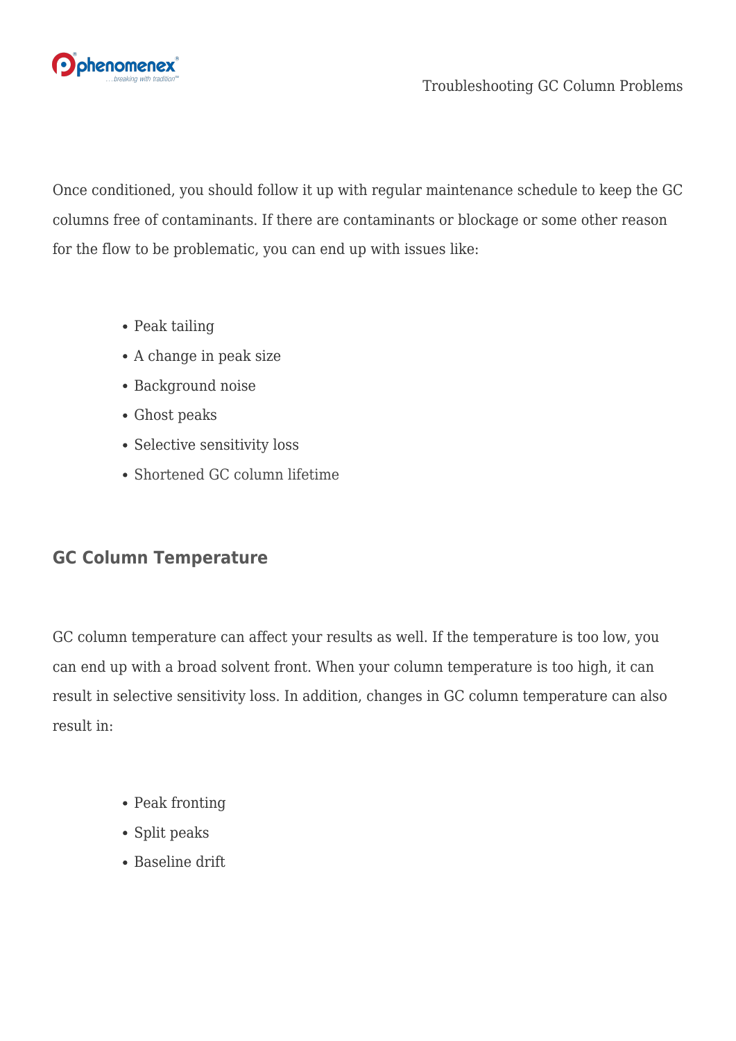Once conditioned, you should follow it up with regular maintenance schedule to keep the GC columns free of contaminants. If there are contaminants or blockage or some other reason for the flow to be problematic, you can end up with issues like:

- Peak tailing
- A change in peak size
- Background noise
- Ghost peaks
- Selective sensitivity loss
- Shortened GC column lifetime

## GC Column Temperature

GC column temperature can affect your results as well. If the temperature is too low, you can end up with a broad solvent front. When your column temperature is too high, it can result in selective sensitivity loss. In addition, changes in GC column temperature can also result in:

- Peak fronting
- Split peaks
- Baseline drift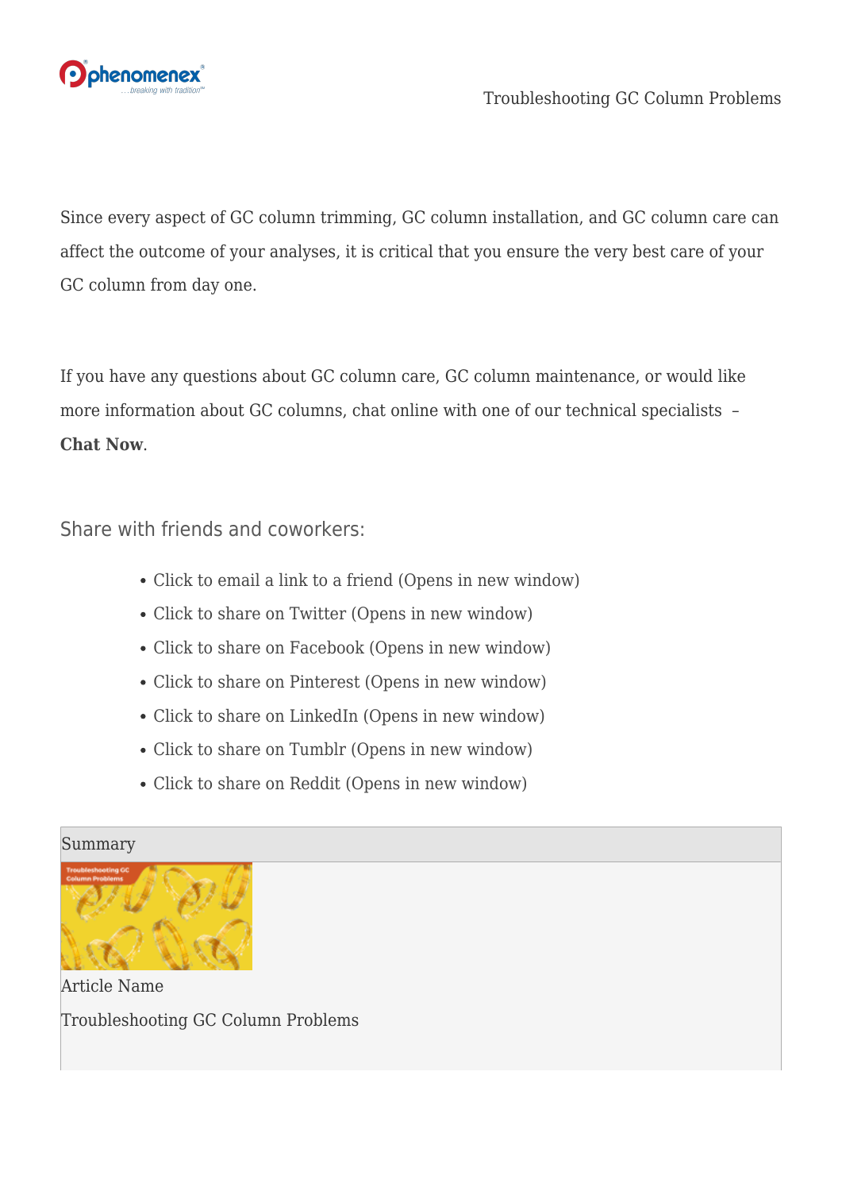Since every aspect of GC column trimming, GC column installation, and GC column care can affect the outcome of your analyses, it is critical that you ensure the very best care of your GC column from day one.

If you have any questions about GC column care, GC column maintenance, or would like more information about GC columns, chat online with one of our technical specialists – **Chat Now**.

Share with friends and coworkers:

- Click to email a link to a friend (Opens in new window)
- Click to share on Twitter (Opens in new window)
- Click to share on Facebook (Opens in new window)
- Click to share on Pinterest (Opens in new window)
- Click to share on LinkedIn (Opens in new window)
- Click to share on Tumblr (Opens in new window)
- Click to share on Reddit (Opens in new window)

Summary

Article Name

Troubleshooting GC Column Problems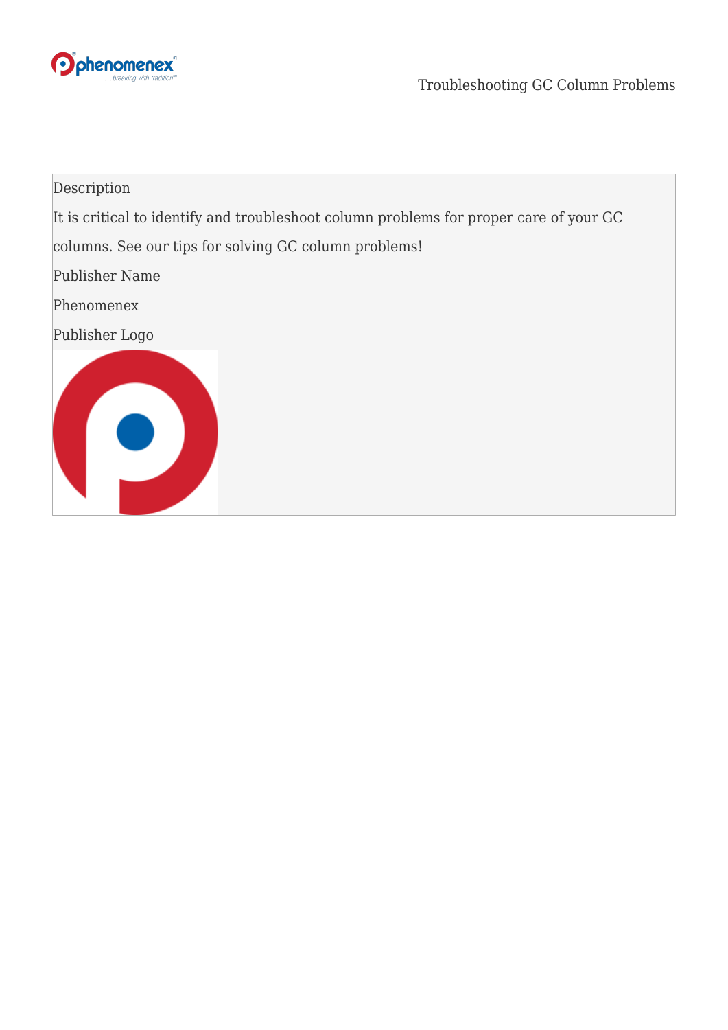Description

It is critical to identify and troubleshoot column problems for proper care of your GC columns. See our tips for solving GC column problems!

Publisher Name

Phenomenex

Publisher Logo